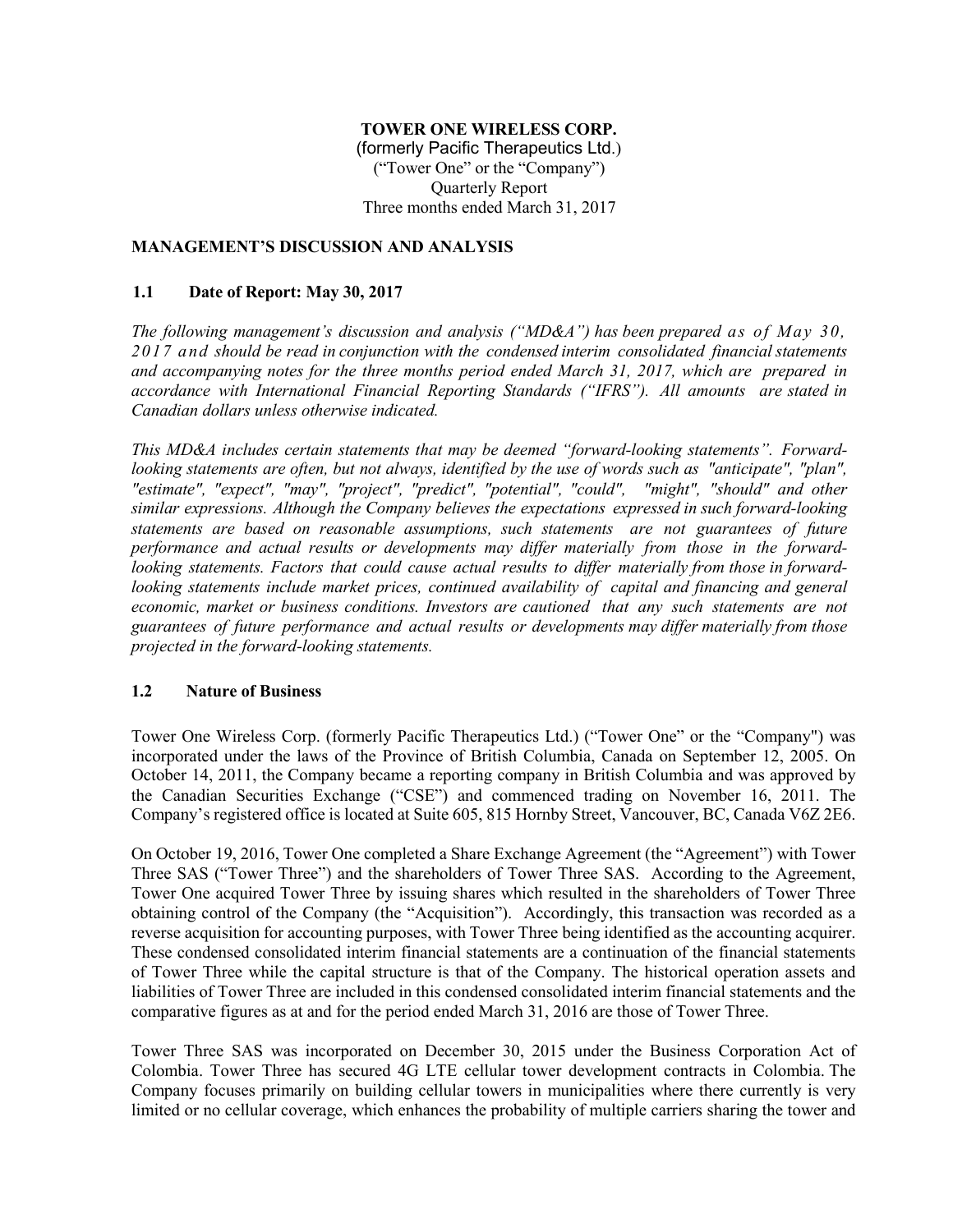**TOWER ONE WIRELESS CORP.**
(formerly Pacific Therapeutics Ltd.)
("Tower One" or the "Company")
Quarterly Report
Three months ended March 31, 2017

## MANAGEMENT'S DISCUSSION AND ANALYSIS

### 1.1 Date of Report: May 30, 2017

*The following management's discussion and analysis ("MD&A") has been prepared as of May 30, 2017 and should be read in conjunction with the condensed interim consolidated financial statements and accompanying notes for the three months period ended March 31, 2017, which are prepared in accordance with International Financial Reporting Standards ("IFRS"). All amounts are stated in Canadian dollars unless otherwise indicated.*

*This MD&A includes certain statements that may be deemed "forward-looking statements". Forward-looking statements are often, but not always, identified by the use of words such as "anticipate", "plan", "estimate", "expect", "may", "project", "predict", "potential", "could", "might", "should" and other similar expressions. Although the Company believes the expectations expressed in such forward-looking statements are based on reasonable assumptions, such statements are not guarantees of future performance and actual results or developments may differ materially from those in the forward-looking statements. Factors that could cause actual results to differ materially from those in forward-looking statements include market prices, continued availability of capital and financing and general economic, market or business conditions. Investors are cautioned that any such statements are not guarantees of future performance and actual results or developments may differ materially from those projected in the forward-looking statements.*

### 1.2 Nature of Business

Tower One Wireless Corp. (formerly Pacific Therapeutics Ltd.) ("Tower One" or the "Company") was incorporated under the laws of the Province of British Columbia, Canada on September 12, 2005. On October 14, 2011, the Company became a reporting company in British Columbia and was approved by the Canadian Securities Exchange ("CSE") and commenced trading on November 16, 2011. The Company's registered office is located at Suite 605, 815 Hornby Street, Vancouver, BC, Canada V6Z 2E6.

On October 19, 2016, Tower One completed a Share Exchange Agreement (the "Agreement") with Tower Three SAS ("Tower Three") and the shareholders of Tower Three SAS. According to the Agreement, Tower One acquired Tower Three by issuing shares which resulted in the shareholders of Tower Three obtaining control of the Company (the "Acquisition"). Accordingly, this transaction was recorded as a reverse acquisition for accounting purposes, with Tower Three being identified as the accounting acquirer. These condensed consolidated interim financial statements are a continuation of the financial statements of Tower Three while the capital structure is that of the Company. The historical operation assets and liabilities of Tower Three are included in this condensed consolidated interim financial statements and the comparative figures as at and for the period ended March 31, 2016 are those of Tower Three.

Tower Three SAS was incorporated on December 30, 2015 under the Business Corporation Act of Colombia. Tower Three has secured 4G LTE cellular tower development contracts in Colombia. The Company focuses primarily on building cellular towers in municipalities where there currently is very limited or no cellular coverage, which enhances the probability of multiple carriers sharing the tower and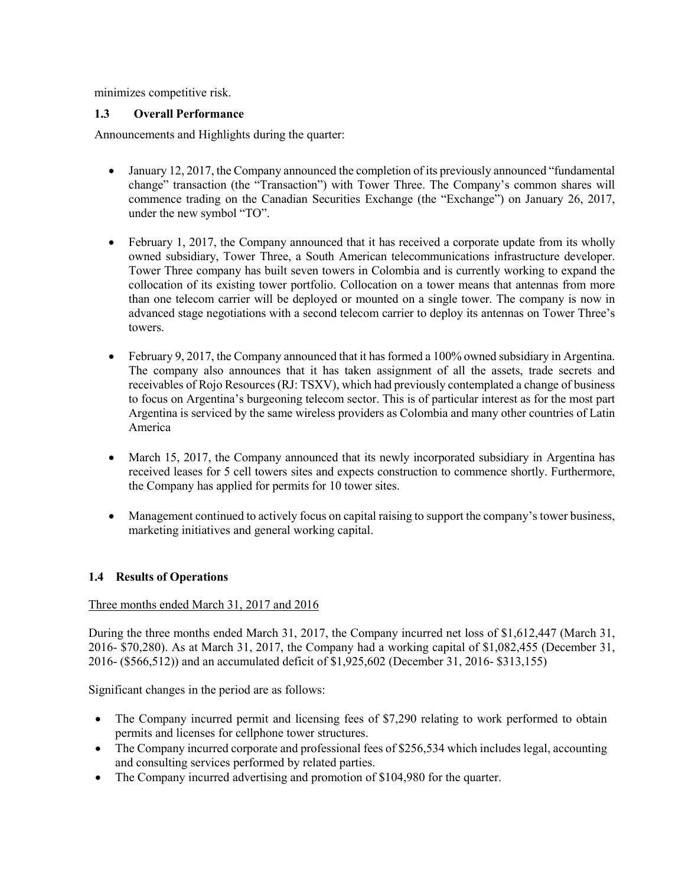minimizes competitive risk.

## 1.3 Overall Performance

Announcements and Highlights during the quarter:

- January 12, 2017, the Company announced the completion of its previously announced "fundamental change" transaction (the "Transaction") with Tower Three. The Company's common shares will commence trading on the Canadian Securities Exchange (the "Exchange") on January 26, 2017, under the new symbol "TO".

- February 1, 2017, the Company announced that it has received a corporate update from its wholly owned subsidiary, Tower Three, a South American telecommunications infrastructure developer. Tower Three company has built seven towers in Colombia and is currently working to expand the collocation of its existing tower portfolio. Collocation on a tower means that antennas from more than one telecom carrier will be deployed or mounted on a single tower. The company is now in advanced stage negotiations with a second telecom carrier to deploy its antennas on Tower Three's towers.

- February 9, 2017, the Company announced that it has formed a 100% owned subsidiary in Argentina. The company also announces that it has taken assignment of all the assets, trade secrets and receivables of Rojo Resources (RJ: TSXV), which had previously contemplated a change of business to focus on Argentina's burgeoning telecom sector. This is of particular interest as for the most part Argentina is serviced by the same wireless providers as Colombia and many other countries of Latin America

- March 15, 2017, the Company announced that its newly incorporated subsidiary in Argentina has received leases for 5 cell towers sites and expects construction to commence shortly. Furthermore, the Company has applied for permits for 10 tower sites.

- Management continued to actively focus on capital raising to support the company's tower business, marketing initiatives and general working capital.

## 1.4 Results of Operations

Three months ended March 31, 2017 and 2016

During the three months ended March 31, 2017, the Company incurred net loss of $1,612,447 (March 31, 2016- $70,280). As at March 31, 2017, the Company had a working capital of $1,082,455 (December 31, 2016- ($566,512)) and an accumulated deficit of $1,925,602 (December 31, 2016- $313,155)

Significant changes in the period are as follows:

- The Company incurred permit and licensing fees of $7,290 relating to work performed to obtain permits and licenses for cellphone tower structures.
- The Company incurred corporate and professional fees of $256,534 which includes legal, accounting and consulting services performed by related parties.
- The Company incurred advertising and promotion of $104,980 for the quarter.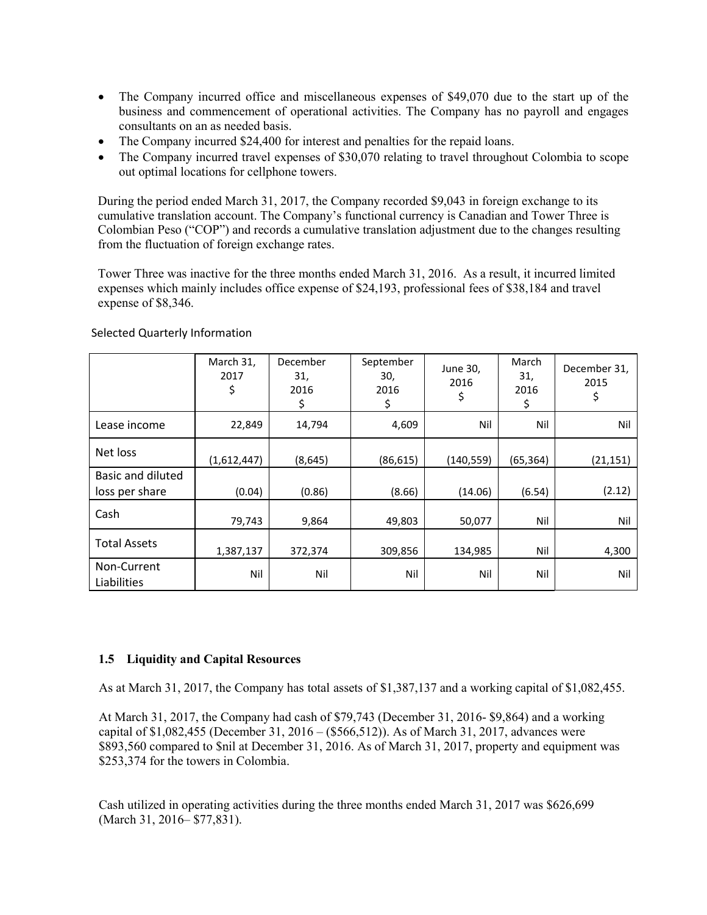- The Company incurred office and miscellaneous expenses of $49,070 due to the start up of the business and commencement of operational activities. The Company has no payroll and engages consultants on an as needed basis.
- The Company incurred $24,400 for interest and penalties for the repaid loans.
- The Company incurred travel expenses of $30,070 relating to travel throughout Colombia to scope out optimal locations for cellphone towers.

During the period ended March 31, 2017, the Company recorded $9,043 in foreign exchange to its cumulative translation account. The Company's functional currency is Canadian and Tower Three is Colombian Peso ("COP") and records a cumulative translation adjustment due to the changes resulting from the fluctuation of foreign exchange rates.

Tower Three was inactive for the three months ended March 31, 2016. As a result, it incurred limited expenses which mainly includes office expense of $24,193, professional fees of $38,184 and travel expense of $8,346.

Selected Quarterly Information

| | March 31, 2017 $ | December 31, 2016 $ | September 30, 2016 $ | June 30, 2016 $ | March 31, 2016 $ | December 31, 2015 $ |
|---|---|---|---|---|---|---|
| Lease income | 22,849 | 14,794 | 4,609 | Nil | Nil | Nil |
| Net loss | (1,612,447) | (8,645) | (86,615) | (140,559) | (65,364) | (21,151) |
| Basic and diluted loss per share | (0.04) | (0.86) | (8.66) | (14.06) | (6.54) | (2.12) |
| Cash | 79,743 | 9,864 | 49,803 | 50,077 | Nil | Nil |
| Total Assets | 1,387,137 | 372,374 | 309,856 | 134,985 | Nil | 4,300 |
| Non-Current Liabilities | Nil | Nil | Nil | Nil | Nil | Nil |

### 1.5 Liquidity and Capital Resources

As at March 31, 2017, the Company has total assets of $1,387,137 and a working capital of $1,082,455.

At March 31, 2017, the Company had cash of $79,743 (December 31, 2016- $9,864) and a working capital of $1,082,455 (December 31, 2016 – ($566,512)). As of March 31, 2017, advances were $893,560 compared to $nil at December 31, 2016. As of March 31, 2017, property and equipment was $253,374 for the towers in Colombia.

Cash utilized in operating activities during the three months ended March 31, 2017 was $626,699 (March 31, 2016– $77,831).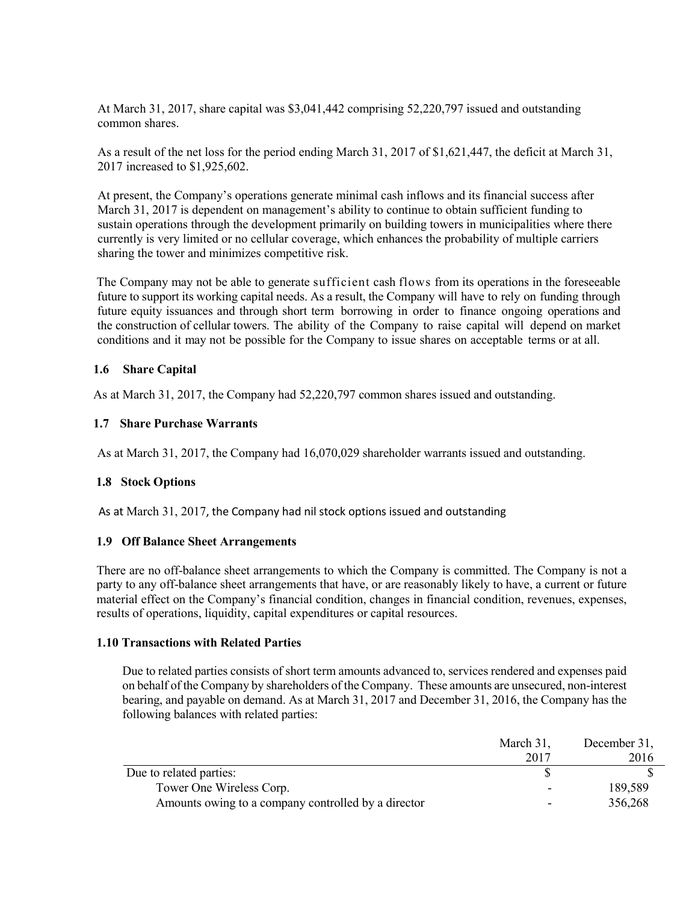At March 31, 2017, share capital was $3,041,442 comprising 52,220,797 issued and outstanding common shares.

As a result of the net loss for the period ending March 31, 2017 of $1,621,447, the deficit at March 31, 2017 increased to $1,925,602.

At present, the Company's operations generate minimal cash inflows and its financial success after March 31, 2017 is dependent on management's ability to continue to obtain sufficient funding to sustain operations through the development primarily on building towers in municipalities where there currently is very limited or no cellular coverage, which enhances the probability of multiple carriers sharing the tower and minimizes competitive risk.

The Company may not be able to generate sufficient cash flows from its operations in the foreseeable future to support its working capital needs. As a result, the Company will have to rely on funding through future equity issuances and through short term borrowing in order to finance ongoing operations and the construction of cellular towers. The ability of the Company to raise capital will depend on market conditions and it may not be possible for the Company to issue shares on acceptable terms or at all.

### 1.6 Share Capital

As at March 31, 2017, the Company had 52,220,797 common shares issued and outstanding.

### 1.7 Share Purchase Warrants

As at March 31, 2017, the Company had 16,070,029 shareholder warrants issued and outstanding.

### 1.8 Stock Options

As at March 31, 2017, the Company had nil stock options issued and outstanding

### 1.9 Off Balance Sheet Arrangements

There are no off-balance sheet arrangements to which the Company is committed. The Company is not a party to any off-balance sheet arrangements that have, or are reasonably likely to have, a current or future material effect on the Company's financial condition, changes in financial condition, revenues, expenses, results of operations, liquidity, capital expenditures or capital resources.

### 1.10 Transactions with Related Parties

Due to related parties consists of short term amounts advanced to, services rendered and expenses paid on behalf of the Company by shareholders of the Company. These amounts are unsecured, non-interest bearing, and payable on demand. As at March 31, 2017 and December 31, 2016, the Company has the following balances with related parties:

| | March 31, 2017 | December 31, 2016 |
|---|---|---|
| Due to related parties: | $ | $ |
| Tower One Wireless Corp. | - | 189,589 |
| Amounts owing to a company controlled by a director | - | 356,268 |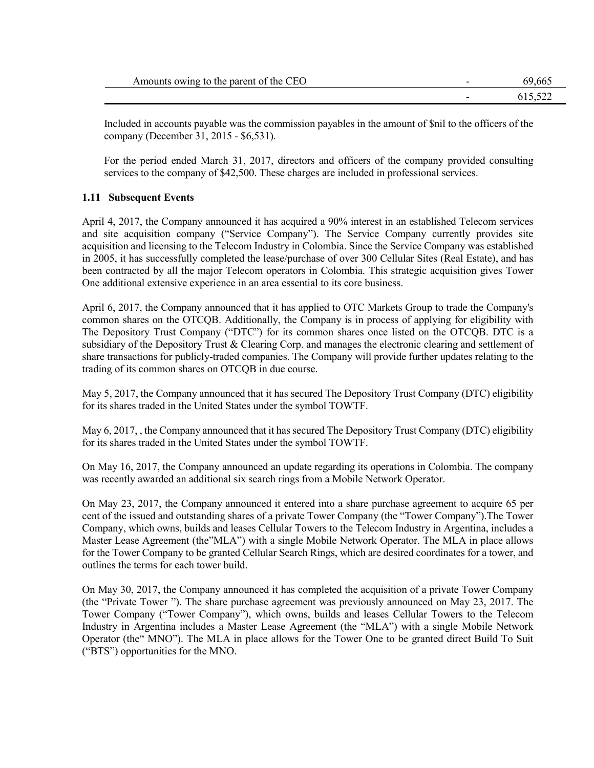| | | |
|---|---|---|
| Amounts owing to the parent of the CEO | - | 69,665 |
| | - | 615,522 |

Included in accounts payable was the commission payables in the amount of $nil to the officers of the company (December 31, 2015 - $6,531).

For the period ended March 31, 2017, directors and officers of the company provided consulting services to the company of $42,500. These charges are included in professional services.

### 1.11 Subsequent Events

April 4, 2017, the Company announced it has acquired a 90% interest in an established Telecom services and site acquisition company ("Service Company"). The Service Company currently provides site acquisition and licensing to the Telecom Industry in Colombia. Since the Service Company was established in 2005, it has successfully completed the lease/purchase of over 300 Cellular Sites (Real Estate), and has been contracted by all the major Telecom operators in Colombia. This strategic acquisition gives Tower One additional extensive experience in an area essential to its core business.

April 6, 2017, the Company announced that it has applied to OTC Markets Group to trade the Company's common shares on the OTCQB. Additionally, the Company is in process of applying for eligibility with The Depository Trust Company ("DTC") for its common shares once listed on the OTCQB. DTC is a subsidiary of the Depository Trust & Clearing Corp. and manages the electronic clearing and settlement of share transactions for publicly-traded companies. The Company will provide further updates relating to the trading of its common shares on OTCQB in due course.

May 5, 2017, the Company announced that it has secured The Depository Trust Company (DTC) eligibility for its shares traded in the United States under the symbol TOWTF.

May 6, 2017, , the Company announced that it has secured The Depository Trust Company (DTC) eligibility for its shares traded in the United States under the symbol TOWTF.

On May 16, 2017, the Company announced an update regarding its operations in Colombia. The company was recently awarded an additional six search rings from a Mobile Network Operator.

On May 23, 2017, the Company announced it entered into a share purchase agreement to acquire 65 per cent of the issued and outstanding shares of a private Tower Company (the "Tower Company").The Tower Company, which owns, builds and leases Cellular Towers to the Telecom Industry in Argentina, includes a Master Lease Agreement (the"MLA") with a single Mobile Network Operator. The MLA in place allows for the Tower Company to be granted Cellular Search Rings, which are desired coordinates for a tower, and outlines the terms for each tower build.

On May 30, 2017, the Company announced it has completed the acquisition of a private Tower Company (the "Private Tower "). The share purchase agreement was previously announced on May 23, 2017. The Tower Company ("Tower Company"), which owns, builds and leases Cellular Towers to the Telecom Industry in Argentina includes a Master Lease Agreement (the "MLA") with a single Mobile Network Operator (the" MNO"). The MLA in place allows for the Tower One to be granted direct Build To Suit ("BTS") opportunities for the MNO.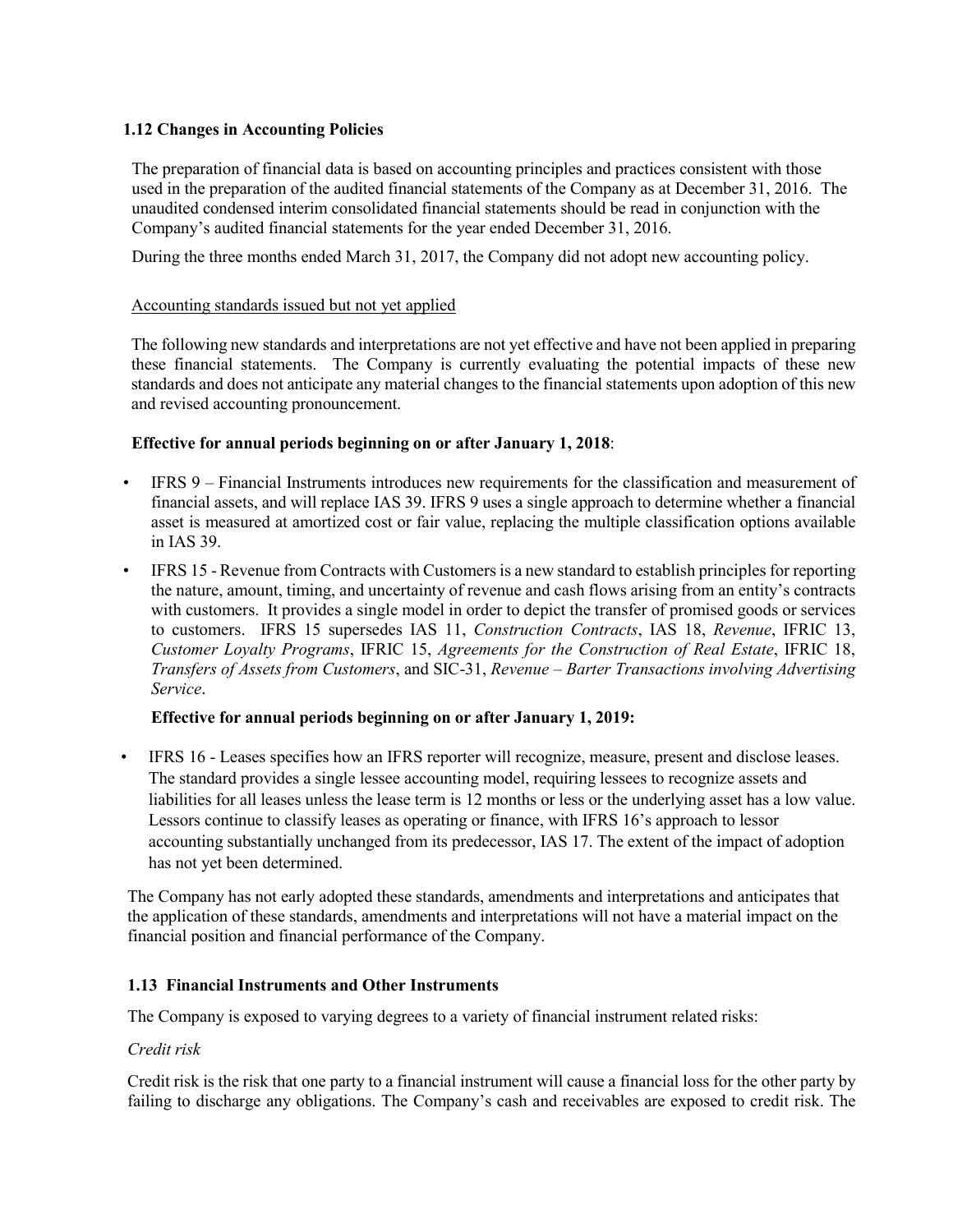### 1.12 Changes in Accounting Policies

The preparation of financial data is based on accounting principles and practices consistent with those used in the preparation of the audited financial statements of the Company as at December 31, 2016. The unaudited condensed interim consolidated financial statements should be read in conjunction with the Company's audited financial statements for the year ended December 31, 2016.

During the three months ended March 31, 2017, the Company did not adopt new accounting policy.

Accounting standards issued but not yet applied

The following new standards and interpretations are not yet effective and have not been applied in preparing these financial statements. The Company is currently evaluating the potential impacts of these new standards and does not anticipate any material changes to the financial statements upon adoption of this new and revised accounting pronouncement.

**Effective for annual periods beginning on or after January 1, 2018**:

- IFRS 9 – Financial Instruments introduces new requirements for the classification and measurement of financial assets, and will replace IAS 39. IFRS 9 uses a single approach to determine whether a financial asset is measured at amortized cost or fair value, replacing the multiple classification options available in IAS 39.
- IFRS 15 - Revenue from Contracts with Customers is a new standard to establish principles for reporting the nature, amount, timing, and uncertainty of revenue and cash flows arising from an entity's contracts with customers. It provides a single model in order to depict the transfer of promised goods or services to customers. IFRS 15 supersedes IAS 11, *Construction Contracts*, IAS 18, *Revenue*, IFRIC 13, *Customer Loyalty Programs*, IFRIC 15, *Agreements for the Construction of Real Estate*, IFRIC 18, *Transfers of Assets from Customers*, and SIC-31, *Revenue – Barter Transactions involving Advertising Service*.

**Effective for annual periods beginning on or after January 1, 2019:**

- IFRS 16 - Leases specifies how an IFRS reporter will recognize, measure, present and disclose leases. The standard provides a single lessee accounting model, requiring lessees to recognize assets and liabilities for all leases unless the lease term is 12 months or less or the underlying asset has a low value. Lessors continue to classify leases as operating or finance, with IFRS 16's approach to lessor accounting substantially unchanged from its predecessor, IAS 17. The extent of the impact of adoption has not yet been determined.

The Company has not early adopted these standards, amendments and interpretations and anticipates that the application of these standards, amendments and interpretations will not have a material impact on the financial position and financial performance of the Company.

### 1.13 Financial Instruments and Other Instruments

The Company is exposed to varying degrees to a variety of financial instrument related risks:

*Credit risk*

Credit risk is the risk that one party to a financial instrument will cause a financial loss for the other party by failing to discharge any obligations. The Company's cash and receivables are exposed to credit risk. The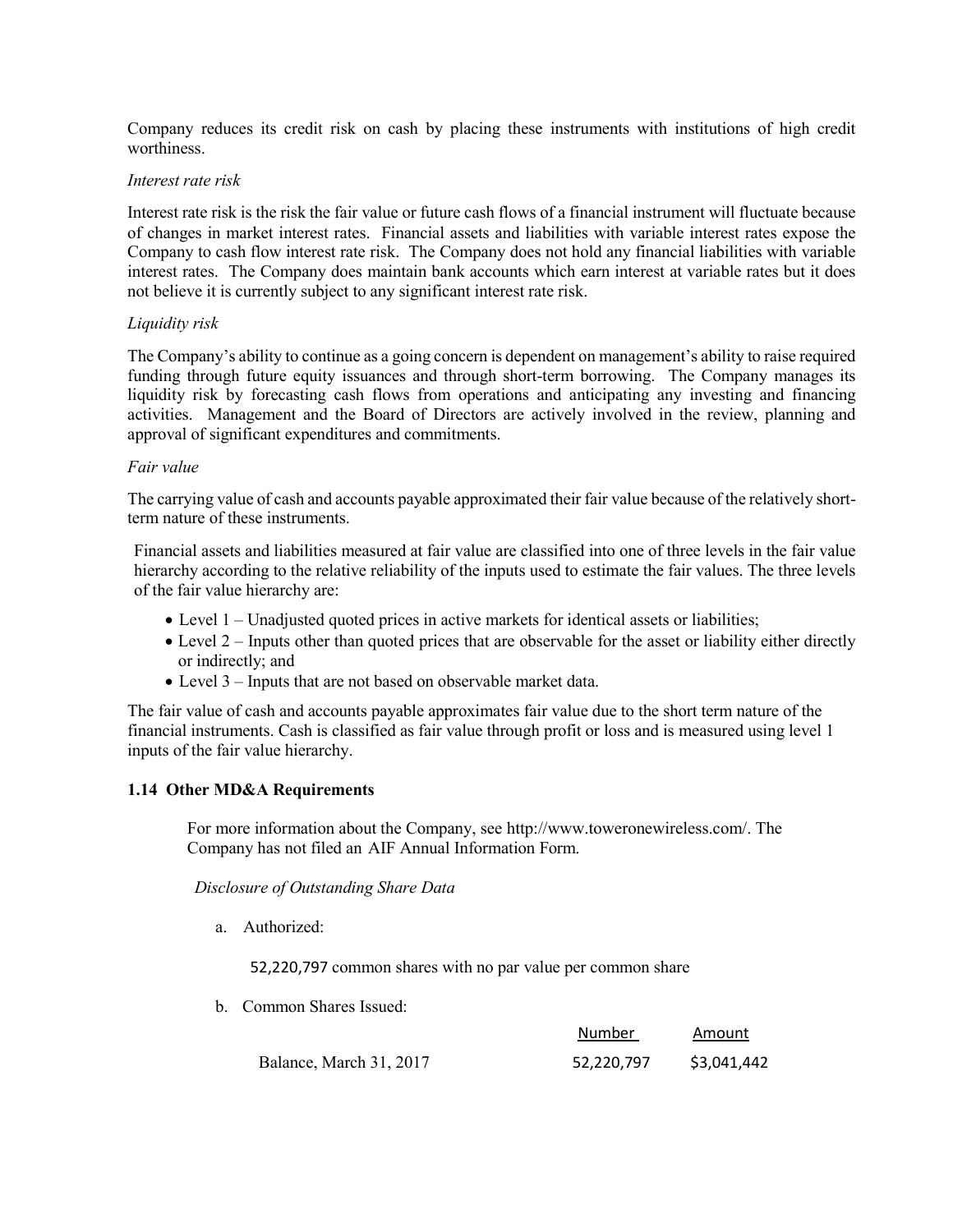Company reduces its credit risk on cash by placing these instruments with institutions of high credit worthiness.

*Interest rate risk*

Interest rate risk is the risk the fair value or future cash flows of a financial instrument will fluctuate because of changes in market interest rates. Financial assets and liabilities with variable interest rates expose the Company to cash flow interest rate risk. The Company does not hold any financial liabilities with variable interest rates. The Company does maintain bank accounts which earn interest at variable rates but it does not believe it is currently subject to any significant interest rate risk.

*Liquidity risk*

The Company's ability to continue as a going concern is dependent on management's ability to raise required funding through future equity issuances and through short-term borrowing. The Company manages its liquidity risk by forecasting cash flows from operations and anticipating any investing and financing activities. Management and the Board of Directors are actively involved in the review, planning and approval of significant expenditures and commitments.

*Fair value*

The carrying value of cash and accounts payable approximated their fair value because of the relatively short-term nature of these instruments.

Financial assets and liabilities measured at fair value are classified into one of three levels in the fair value hierarchy according to the relative reliability of the inputs used to estimate the fair values. The three levels of the fair value hierarchy are:

- Level 1 – Unadjusted quoted prices in active markets for identical assets or liabilities;
- Level 2 – Inputs other than quoted prices that are observable for the asset or liability either directly or indirectly; and
- Level 3 – Inputs that are not based on observable market data.

The fair value of cash and accounts payable approximates fair value due to the short term nature of the financial instruments. Cash is classified as fair value through profit or loss and is measured using level 1 inputs of the fair value hierarchy.

### 1.14 Other MD&A Requirements

For more information about the Company, see http://www.toweronewireless.com/. The Company has not filed an AIF Annual Information Form.

*Disclosure of Outstanding Share Data*

a. Authorized:

52,220,797 common shares with no par value per common share

b. Common Shares Issued:

| | Number | Amount |
|---|---|---|
| Balance, March 31, 2017 | 52,220,797 | $3,041,442 |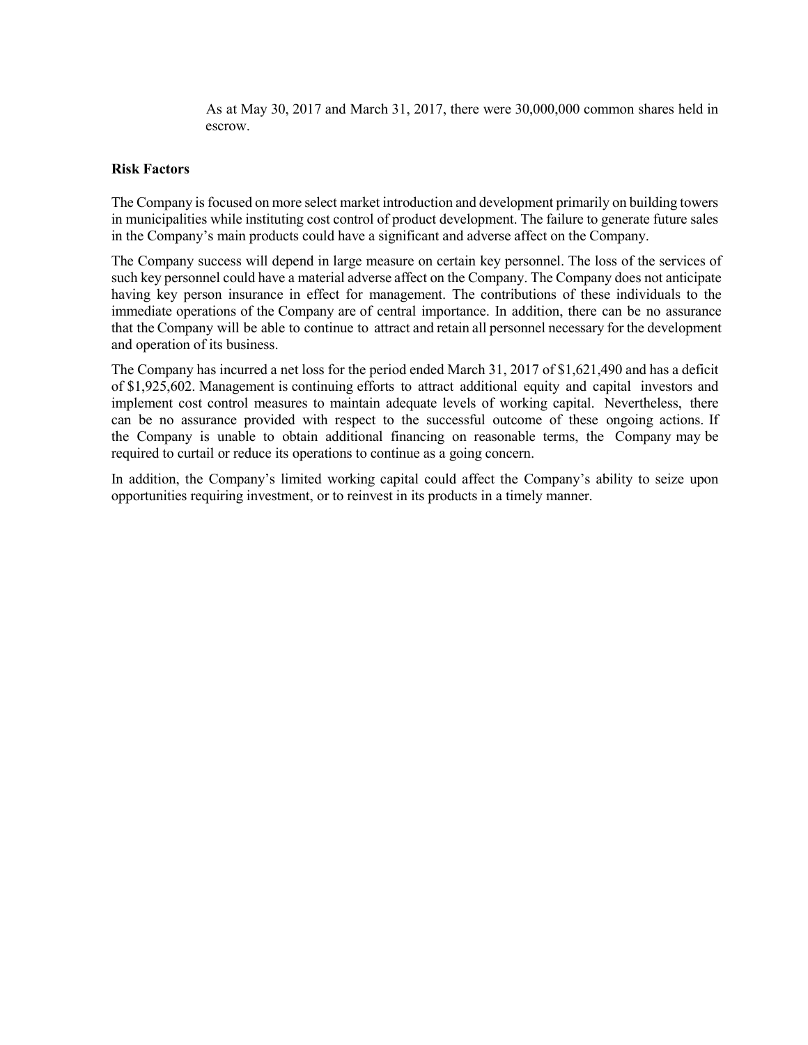As at May 30, 2017 and March 31, 2017, there were 30,000,000 common shares held in escrow.

**Risk Factors**

The Company is focused on more select market introduction and development primarily on building towers in municipalities while instituting cost control of product development. The failure to generate future sales in the Company's main products could have a significant and adverse affect on the Company.

The Company success will depend in large measure on certain key personnel. The loss of the services of such key personnel could have a material adverse affect on the Company. The Company does not anticipate having key person insurance in effect for management. The contributions of these individuals to the immediate operations of the Company are of central importance. In addition, there can be no assurance that the Company will be able to continue to attract and retain all personnel necessary for the development and operation of its business.

The Company has incurred a net loss for the period ended March 31, 2017 of $1,621,490 and has a deficit of $1,925,602. Management is continuing efforts to attract additional equity and capital investors and implement cost control measures to maintain adequate levels of working capital. Nevertheless, there can be no assurance provided with respect to the successful outcome of these ongoing actions. If the Company is unable to obtain additional financing on reasonable terms, the Company may be required to curtail or reduce its operations to continue as a going concern.

In addition, the Company's limited working capital could affect the Company's ability to seize upon opportunities requiring investment, or to reinvest in its products in a timely manner.